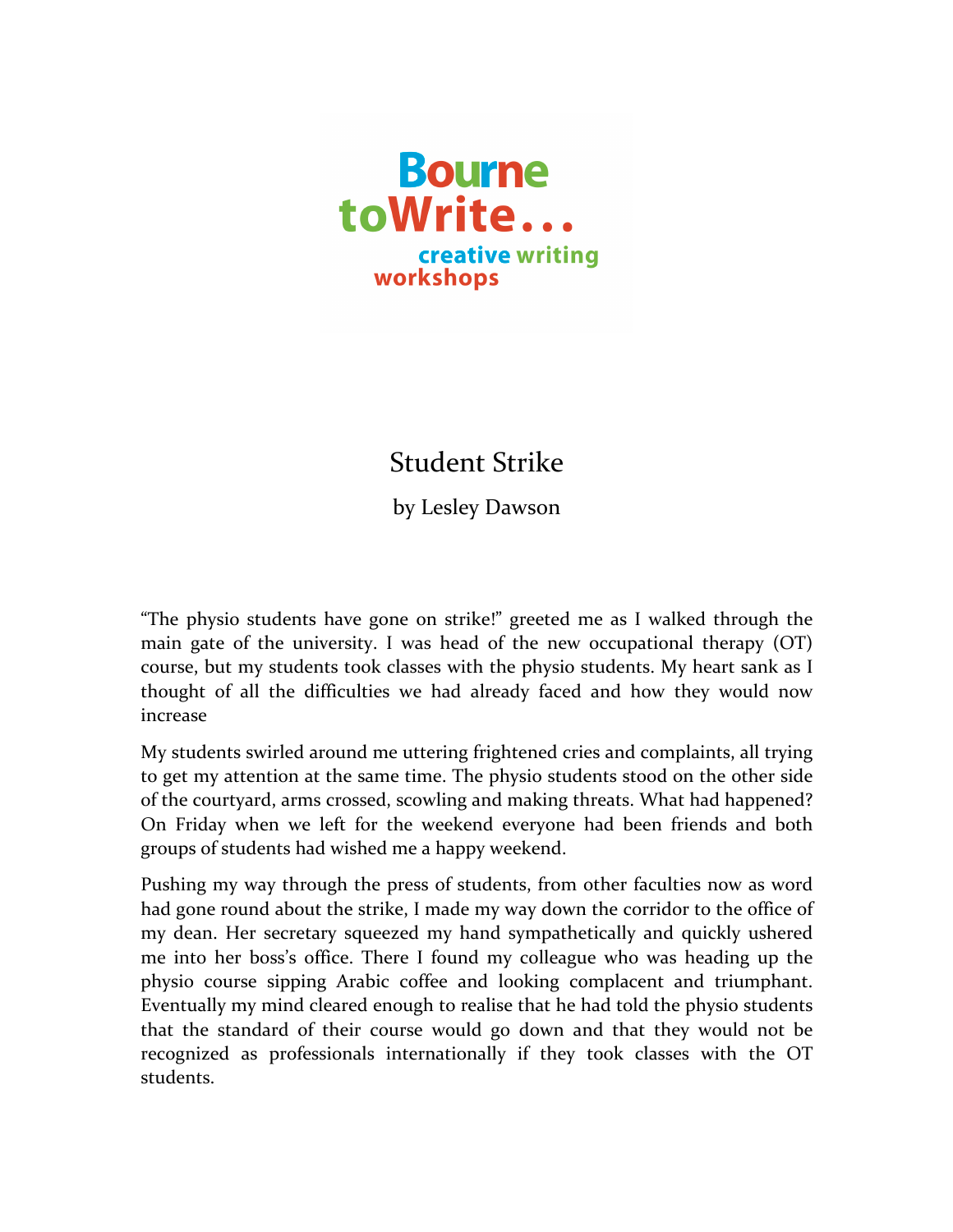Bourne toWrite...

creative writing workshops

# Student Strike

by Lesley Dawson

"The physio students have gone on strike!" greeted me as I walked through the main gate of the university. I was head of the new occupational therapy (OT) course, but my students took classes with the physio students. My heart sank as I thought of all the difficulties we had already faced and how they would now increase

My students swirled around me uttering frightened cries and complaints, all trying to get my attention at the same time. The physio students stood on the other side of the courtyard, arms crossed, scowling and making threats. What had happened? On Friday when we left for the weekend everyone had been friends and both groups of students had wished me a happy weekend.

Pushing my way through the press of students, from other faculties now as word had gone round about the strike, I made my way down the corridor to the office of my dean. Her secretary squeezed my hand sympathetically and quickly ushered me into her boss's office. There I found my colleague who was heading up the physio course sipping Arabic coffee and looking complacent and triumphant. Eventually my mind cleared enough to realise that he had told the physio students that the standard of their course would go down and that they would not be recognized as professionals internationally if they took classes with the OT students.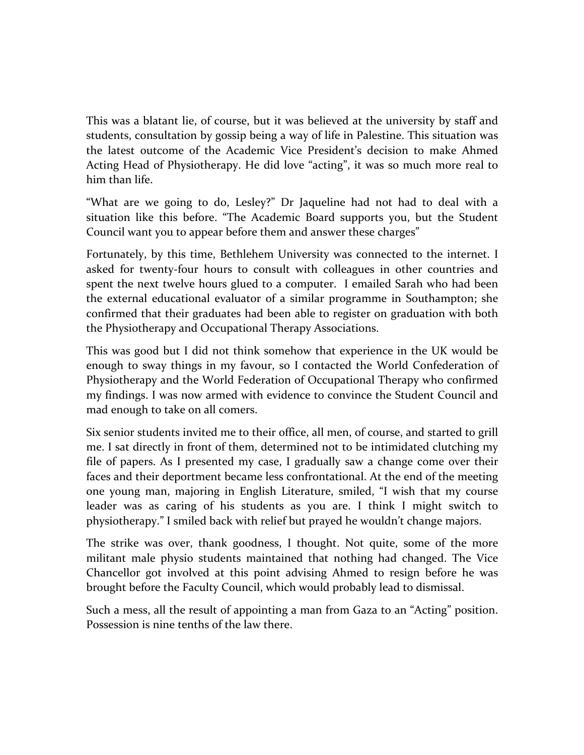This was a blatant lie, of course, but it was believed at the university by staff and students, consultation by gossip being a way of life in Palestine. This situation was the latest outcome of the Academic Vice President's decision to make Ahmed Acting Head of Physiotherapy. He did love "acting", it was so much more real to him than life.

"What are we going to do, Lesley?" Dr Jaqueline had not had to deal with a situation like this before. "The Academic Board supports you, but the Student Council want you to appear before them and answer these charges"

Fortunately, by this time, Bethlehem University was connected to the internet. I asked for twenty-four hours to consult with colleagues in other countries and spent the next twelve hours glued to a computer. I emailed Sarah who had been the external educational evaluator of a similar programme in Southampton; she confirmed that their graduates had been able to register on graduation with both the Physiotherapy and Occupational Therapy Associations.

This was good but I did not think somehow that experience in the UK would be enough to sway things in my favour, so I contacted the World Confederation of Physiotherapy and the World Federation of Occupational Therapy who confirmed my findings. I was now armed with evidence to convince the Student Council and mad enough to take on all comers.

Six senior students invited me to their office, all men, of course, and started to grill me. I sat directly in front of them, determined not to be intimidated clutching my file of papers. As I presented my case, I gradually saw a change come over their faces and their deportment became less confrontational. At the end of the meeting one young man, majoring in English Literature, smiled, "I wish that my course leader was as caring of his students as you are. I think I might switch to physiotherapy." I smiled back with relief but prayed he wouldn't change majors.

The strike was over, thank goodness, I thought. Not quite, some of the more militant male physio students maintained that nothing had changed. The Vice Chancellor got involved at this point advising Ahmed to resign before he was brought before the Faculty Council, which would probably lead to dismissal.

Such a mess, all the result of appointing a man from Gaza to an "Acting" position. Possession is nine tenths of the law there.